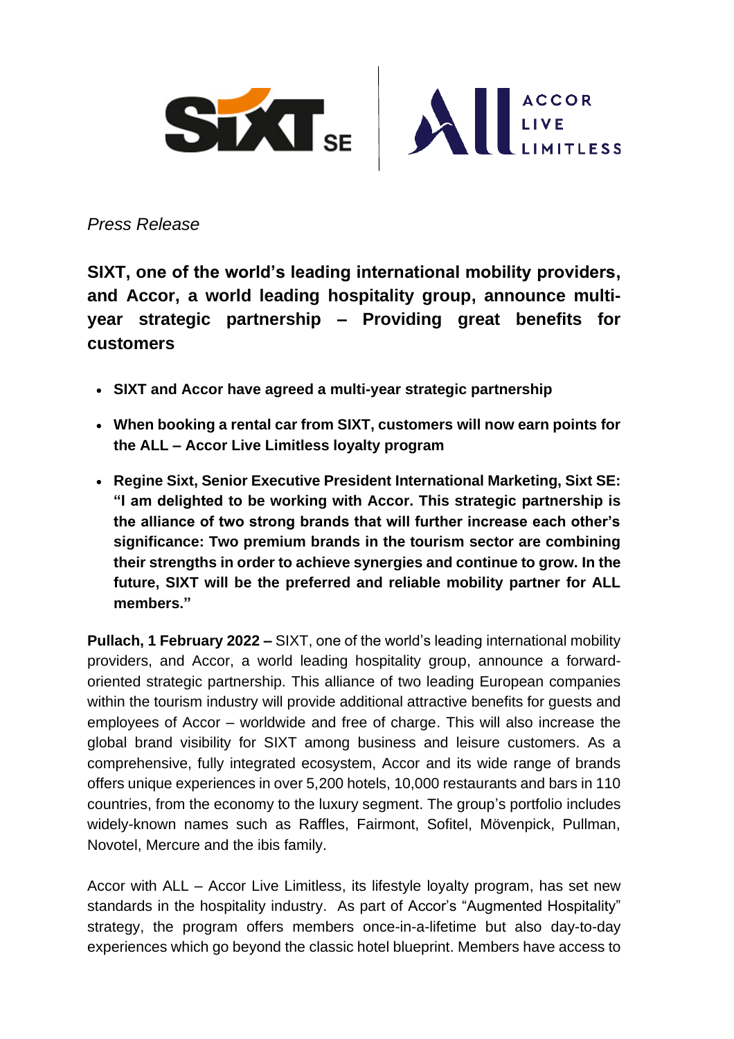*Press Release*

# SIXT, one of the world's leading international mobility providers, and Accor, a world leading hospitality group, announce multi-year strategic partnership – Providing great benefits for customers

- **SIXT and Accor have agreed a multi-year strategic partnership**
- **When booking a rental car from SIXT, customers will now earn points for the ALL – Accor Live Limitless loyalty program**
- **Regine Sixt, Senior Executive President International Marketing, Sixt SE: "I am delighted to be working with Accor. This strategic partnership is the alliance of two strong brands that will further increase each other's significance: Two premium brands in the tourism sector are combining their strengths in order to achieve synergies and continue to grow. In the future, SIXT will be the preferred and reliable mobility partner for ALL members."**

**Pullach, 1 February 2022 –** SIXT, one of the world's leading international mobility providers, and Accor, a world leading hospitality group, announce a forward-oriented strategic partnership. This alliance of two leading European companies within the tourism industry will provide additional attractive benefits for guests and employees of Accor – worldwide and free of charge. This will also increase the global brand visibility for SIXT among business and leisure customers. As a comprehensive, fully integrated ecosystem, Accor and its wide range of brands offers unique experiences in over 5,200 hotels, 10,000 restaurants and bars in 110 countries, from the economy to the luxury segment. The group's portfolio includes widely-known names such as Raffles, Fairmont, Sofitel, Mövenpick, Pullman, Novotel, Mercure and the ibis family.

Accor with ALL – Accor Live Limitless, its lifestyle loyalty program, has set new standards in the hospitality industry. As part of Accor's "Augmented Hospitality" strategy, the program offers members once-in-a-lifetime but also day-to-day experiences which go beyond the classic hotel blueprint. Members have access to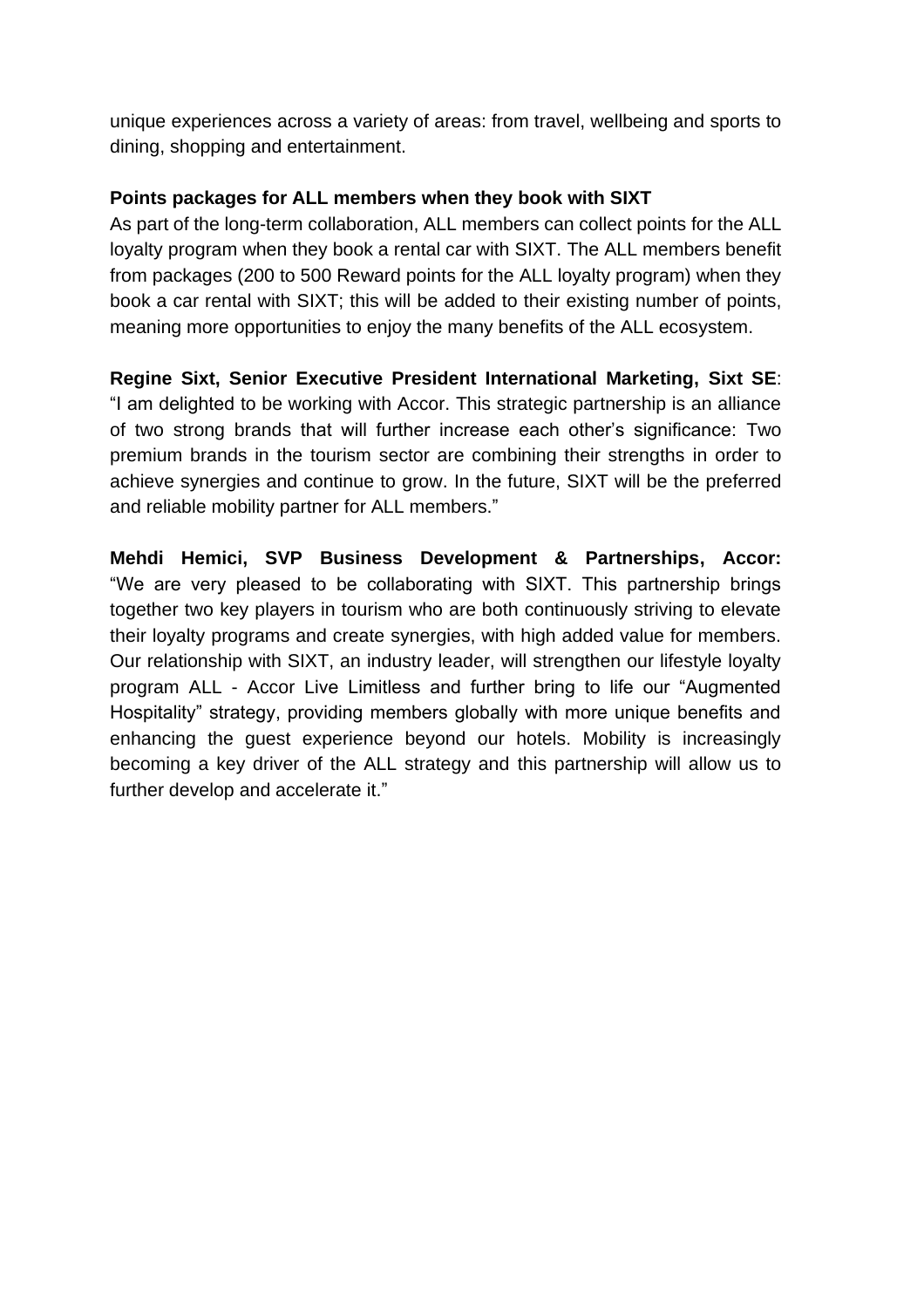unique experiences across a variety of areas: from travel, wellbeing and sports to dining, shopping and entertainment.

**Points packages for ALL members when they book with SIXT**

As part of the long-term collaboration, ALL members can collect points for the ALL loyalty program when they book a rental car with SIXT. The ALL members benefit from packages (200 to 500 Reward points for the ALL loyalty program) when they book a car rental with SIXT; this will be added to their existing number of points, meaning more opportunities to enjoy the many benefits of the ALL ecosystem.

**Regine Sixt, Senior Executive President International Marketing, Sixt SE**: "I am delighted to be working with Accor. This strategic partnership is an alliance of two strong brands that will further increase each other's significance: Two premium brands in the tourism sector are combining their strengths in order to achieve synergies and continue to grow. In the future, SIXT will be the preferred and reliable mobility partner for ALL members."

**Mehdi Hemici, SVP Business Development & Partnerships, Accor:** "We are very pleased to be collaborating with SIXT. This partnership brings together two key players in tourism who are both continuously striving to elevate their loyalty programs and create synergies, with high added value for members. Our relationship with SIXT, an industry leader, will strengthen our lifestyle loyalty program ALL - Accor Live Limitless and further bring to life our "Augmented Hospitality" strategy, providing members globally with more unique benefits and enhancing the guest experience beyond our hotels. Mobility is increasingly becoming a key driver of the ALL strategy and this partnership will allow us to further develop and accelerate it."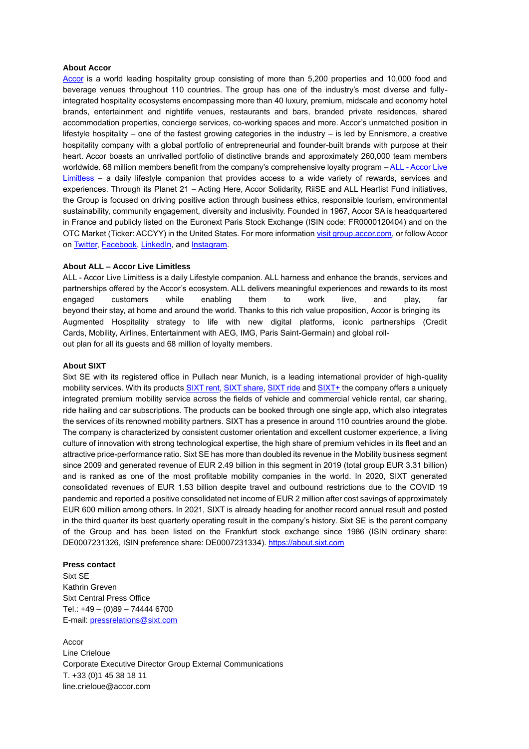**About Accor**

Accor is a world leading hospitality group consisting of more than 5,200 properties and 10,000 food and beverage venues throughout 110 countries. The group has one of the industry's most diverse and fully-integrated hospitality ecosystems encompassing more than 40 luxury, premium, midscale and economy hotel brands, entertainment and nightlife venues, restaurants and bars, branded private residences, shared accommodation properties, concierge services, co-working spaces and more. Accor's unmatched position in lifestyle hospitality – one of the fastest growing categories in the industry – is led by Ennismore, a creative hospitality company with a global portfolio of entrepreneurial and founder-built brands with purpose at their heart. Accor boasts an unrivalled portfolio of distinctive brands and approximately 260,000 team members worldwide. 68 million members benefit from the company's comprehensive loyalty program – ALL - Accor Live Limitless – a daily lifestyle companion that provides access to a wide variety of rewards, services and experiences. Through its Planet 21 – Acting Here, Accor Solidarity, RiiSE and ALL Heartist Fund initiatives, the Group is focused on driving positive action through business ethics, responsible tourism, environmental sustainability, community engagement, diversity and inclusivity. Founded in 1967, Accor SA is headquartered in France and publicly listed on the Euronext Paris Stock Exchange (ISIN code: FR0000120404) and on the OTC Market (Ticker: ACCYY) in the United States. For more information visit group.accor.com, or follow Accor on Twitter, Facebook, LinkedIn, and Instagram.

**About ALL – Accor Live Limitless**

ALL - Accor Live Limitless is a daily Lifestyle companion. ALL harness and enhance the brands, services and partnerships offered by the Accor's ecosystem. ALL delivers meaningful experiences and rewards to its most engaged customers while enabling them to work live, and play, far beyond their stay, at home and around the world. Thanks to this rich value proposition, Accor is bringing its Augmented Hospitality strategy to life with new digital platforms, iconic partnerships (Credit Cards, Mobility, Airlines, Entertainment with AEG, IMG, Paris Saint-Germain) and global roll-out plan for all its guests and 68 million of loyalty members.

**About SIXT**

Sixt SE with its registered office in Pullach near Munich, is a leading international provider of high-quality mobility services. With its products SIXT rent, SIXT share, SIXT ride and SIXT+ the company offers a uniquely integrated premium mobility service across the fields of vehicle and commercial vehicle rental, car sharing, ride hailing and car subscriptions. The products can be booked through one single app, which also integrates the services of its renowned mobility partners. SIXT has a presence in around 110 countries around the globe. The company is characterized by consistent customer orientation and excellent customer experience, a living culture of innovation with strong technological expertise, the high share of premium vehicles in its fleet and an attractive price-performance ratio. Sixt SE has more than doubled its revenue in the Mobility business segment since 2009 and generated revenue of EUR 2.49 billion in this segment in 2019 (total group EUR 3.31 billion) and is ranked as one of the most profitable mobility companies in the world. In 2020, SIXT generated consolidated revenues of EUR 1.53 billion despite travel and outbound restrictions due to the COVID 19 pandemic and reported a positive consolidated net income of EUR 2 million after cost savings of approximately EUR 600 million among others. In 2021, SIXT is already heading for another record annual result and posted in the third quarter its best quarterly operating result in the company's history. Sixt SE is the parent company of the Group and has been listed on the Frankfurt stock exchange since 1986 (ISIN ordinary share: DE0007231326, ISIN preference share: DE0007231334). https://about.sixt.com

**Press contact**

Sixt SE
Kathrin Greven
Sixt Central Press Office
Tel.: +49 – (0)89 – 74444 6700
E-mail: pressrelations@sixt.com

Accor
Line Crieloue
Corporate Executive Director Group External Communications
T. +33 (0)1 45 38 18 11
line.crieloue@accor.com